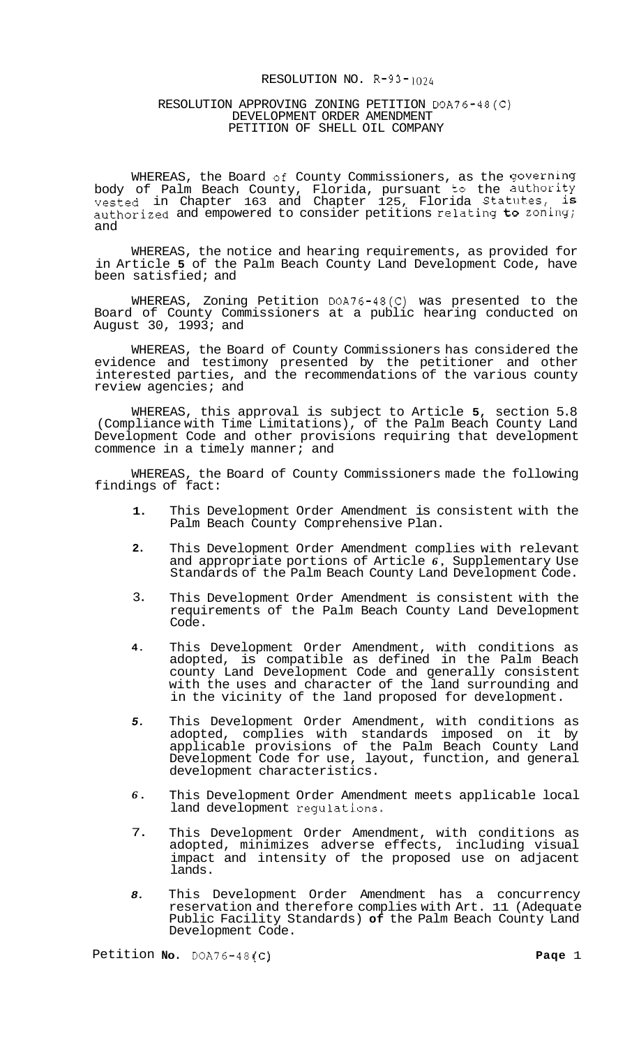# RESOLUTION NO. R-93-1024

## RESOLUTION APPROVING ZONING PETITION DOA76-48(C) DEVELOPMENT ORDER AMENDMENT PETITION OF SHELL OIL COMPANY

WHEREAS, the Board of County Commissioners, as the governing body of Palm Beach County, Florida, pursuant to the authority vested in Chapter 163 and Chapter 125, Florida Statutes, is authorized and empowered to consider petitions relating to zoning; and

WHEREAS, the notice and hearing requirements, as provided for in Article 5 of the Palm Beach County Land Development Code, have been satisfied; and

WHEREAS, Zoning Petition DOA76-48(C) was presented to the Board of County Commissioners at a public hearing conducted on August 30, 1993; and

WHEREAS, the Board of County Commissioners has considered the evidence and testimony presented by the petitioner and other interested parties, and the recommendations of the various county review agencies; and

WHEREAS, this approval is subject to Article 5, section 5.8 (Compliance with Time Limitations), of the Palm Beach County Land Development Code and other provisions requiring that development commence in a timely manner; and

WHEREAS, the Board of County Commissioners made the following findings of fact:

1. This Development Order Amendment is consistent with the Palm Beach County Comprehensive Plan.
2. This Development Order Amendment complies with relevant and appropriate portions of Article 6, Supplementary Use Standards of the Palm Beach County Land Development Code.
3. This Development Order Amendment is consistent with the requirements of the Palm Beach County Land Development Code.
4. This Development Order Amendment, with conditions as adopted, is compatible as defined in the Palm Beach county Land Development Code and generally consistent with the uses and character of the land surrounding and in the vicinity of the land proposed for development.
5. This Development Order Amendment, with conditions as adopted, complies with standards imposed on it by applicable provisions of the Palm Beach County Land Development Code for use, layout, function, and general development characteristics.
6. This Development Order Amendment meets applicable local land development regulations.
7. This Development Order Amendment, with conditions as adopted, minimizes adverse effects, including visual impact and intensity of the proposed use on adjacent lands.
8. This Development Order Amendment has a concurrency reservation and therefore complies with Art. 11 (Adequate Public Facility Standards) of the Palm Beach County Land Development Code.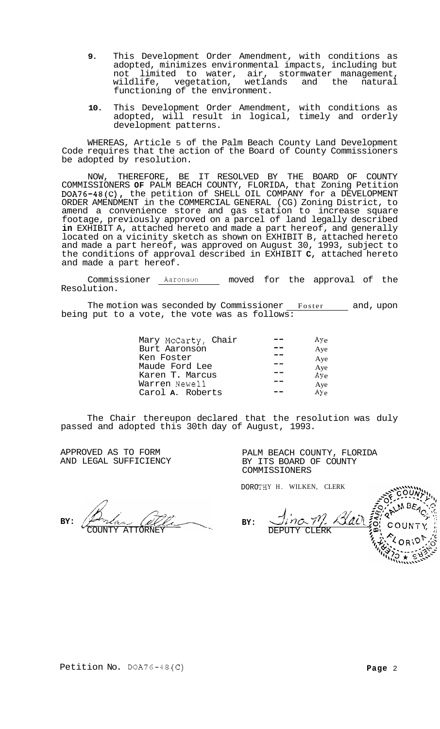9. This Development Order Amendment, with conditions as adopted, minimizes environmental impacts, including but not limited to water, air, stormwater management, wildlife, vegetation, wetlands and the natural functioning of the environment.

10. This Development Order Amendment, with conditions as adopted, will result in logical, timely and orderly development patterns.

WHEREAS, Article 5 of the Palm Beach County Land Development Code requires that the action of the Board of County Commissioners be adopted by resolution.

NOW, THEREFORE, BE IT RESOLVED BY THE BOARD OF COUNTY COMMISSIONERS **OF** PALM BEACH COUNTY, FLORIDA, that Zoning Petition **DOA76-48(C),** the petition of SHELL OIL COMPANY for a DEVELOPMENT ORDER AMENDMENT in the COMMERCIAL GENERAL (CG) Zoning District, to amend a convenience store and gas station to increase square footage, previously approved on a parcel of land legally described **in** EXHIBIT A, attached hereto and made a part hereof, and generally located on a vicinity sketch as shown on EXHIBIT B, attached hereto and made a part hereof, was approved on August 30, 1993, subject to the conditions of approval described in EXHIBIT **C**, attached hereto and made a part hereof.

Commissioner Aaronson moved for the approval of the Resolution.

The motion was seconded by Commissioner Foster and, upon being put to a vote, the vote was as follows:

| | | |
|---|---|---|
| Mary McCarty, Chair | -- | Aye |
| Burt Aaronson | -- | Aye |
| Ken Foster | -- | Aye |
| Maude Ford Lee | -- | Aye |
| Karen T. Marcus | -- | Aye |
| Warren Newell | -- | Aye |
| Carol **A.** Roberts | -- | Aye |

The Chair thereupon declared that the resolution was duly passed and adopted this 30th day of August, 1993.

APPROVED AS TO FORM AND LEGAL SUFFICIENCY

BY: COUNTY ATTORNEY

PALM BEACH COUNTY, FLORIDA BY ITS BOARD OF COUNTY COMMISSIONERS

DOROTHY H. WILKEN, CLERK

BY: DEPUTY CLERK

Petition No. DOA76-48(C)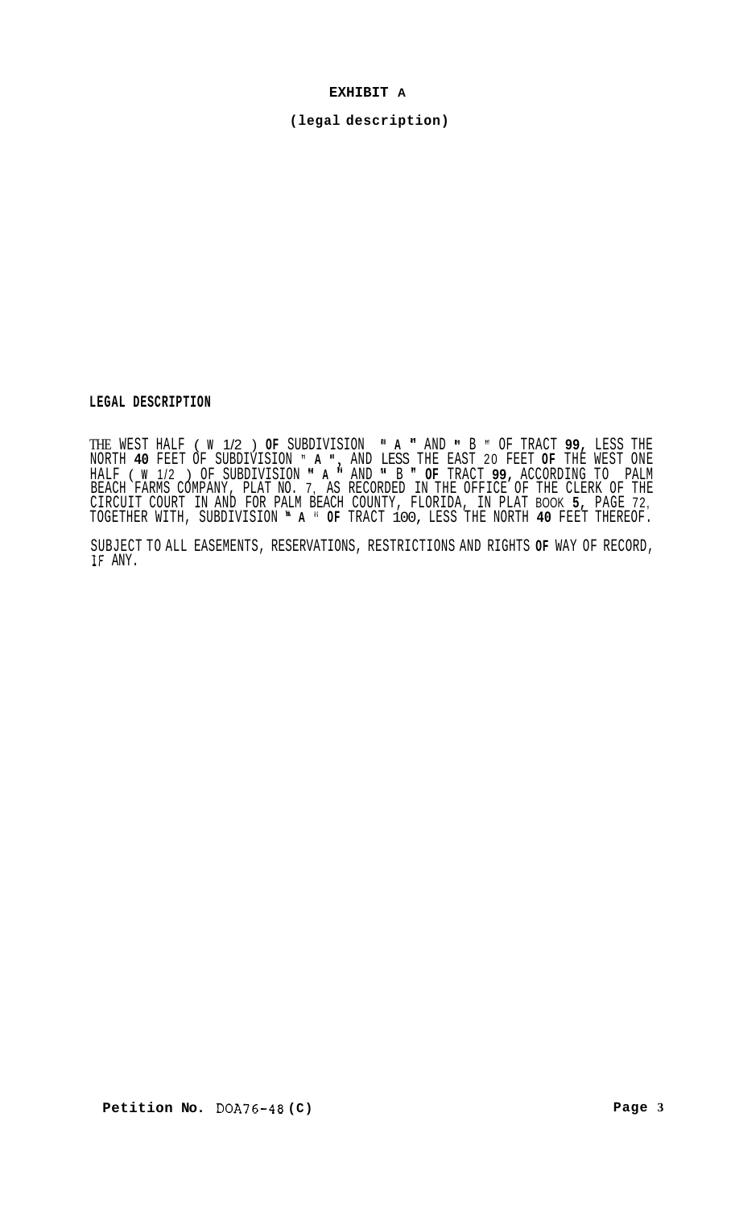# EXHIBIT A

## (legal description)

**LEGAL DESCRIPTION**

THE WEST HALF ( W 1/2 ) OF SUBDIVISION " A " AND " B " OF TRACT 99, LESS THE NORTH 40 FEET OF SUBDIVISION " A ", AND LESS THE EAST 20 FEET OF THE WEST ONE HALF ( W 1/2 ) OF SUBDIVISION " A " AND " B " OF TRACT 99, ACCORDING TO PALM BEACH FARMS COMPANY, PLAT NO. 7, AS RECORDED IN THE OFFICE OF THE CLERK OF THE CIRCUIT COURT IN AND FOR PALM BEACH COUNTY, FLORIDA, IN PLAT BOOK 5, PAGE 72, TOGETHER WITH, SUBDIVISION " A " OF TRACT 100, LESS THE NORTH 40 FEET THEREOF.

SUBJECT TO ALL EASEMENTS, RESERVATIONS, RESTRICTIONS AND RIGHTS OF WAY OF RECORD, IF ANY.

**Petition No.** DOA76-48 **(C)**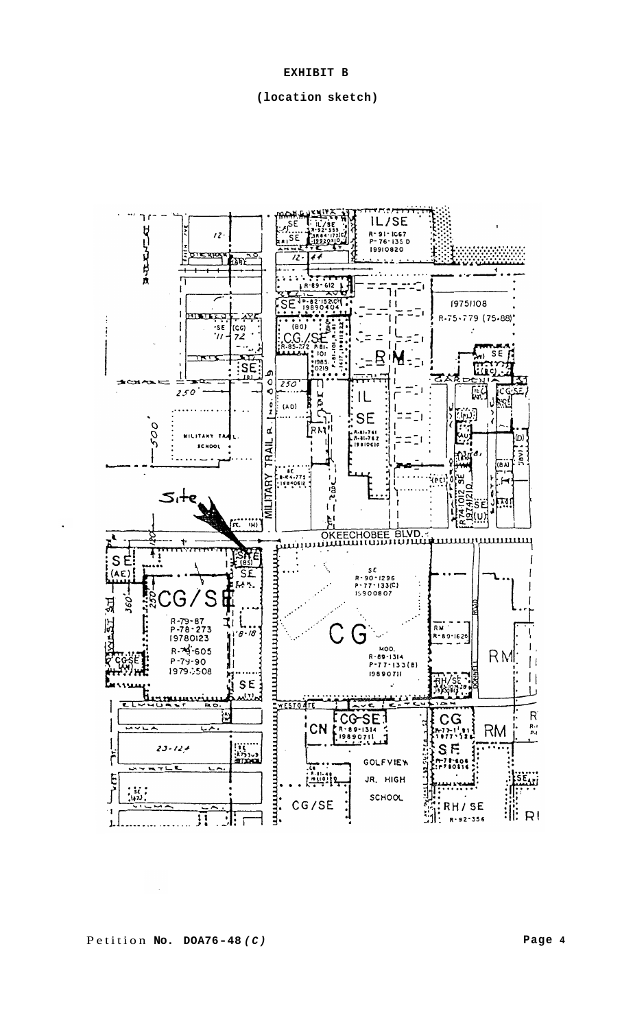# EXHIBIT B

## (location sketch)

Petition **No. DOA76-48** ***(C)***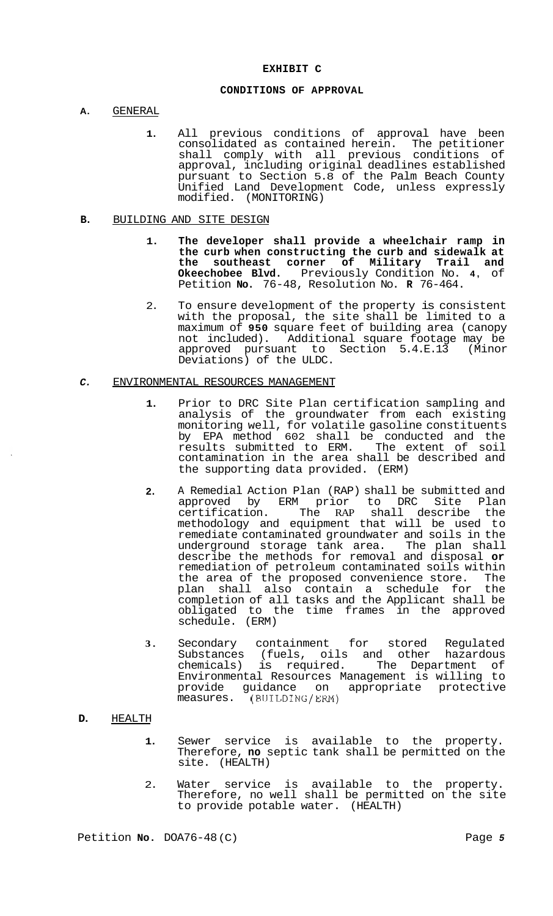**EXHIBIT C**

**CONDITIONS OF APPROVAL**

**A.** GENERAL

1. All previous conditions of approval have been consolidated as contained herein. The petitioner shall comply with all previous conditions of approval, including original deadlines established pursuant to Section 5.8 of the Palm Beach County Unified Land Development Code, unless expressly modified. (MONITORING)

**B.** BUILDING AND SITE DESIGN

1. **The developer shall provide a wheelchair ramp in the curb when constructing the curb and sidewalk at the southeast corner of Military Trail and Okeechobee Blvd.** Previously Condition No. **4**, of Petition **No.** 76-48, Resolution No. **R** 76-464.

2. To ensure development of the property is consistent with the proposal, the site shall be limited to a maximum of **950** square feet of building area (canopy not included). Additional square footage may be approved pursuant to Section 5.4.E.13 (Minor Deviations) of the ULDC.

***C.*** ENVIRONMENTAL RESOURCES MANAGEMENT

1. Prior to DRC Site Plan certification sampling and analysis of the groundwater from each existing monitoring well, for volatile gasoline constituents by EPA method 602 shall be conducted and the results submitted to ERM. The extent of soil contamination in the area shall be described and the supporting data provided. (ERM)

2. A Remedial Action Plan (RAP) shall be submitted and approved by ERM prior to DRC Site Plan certification. The RAP shall describe the methodology and equipment that will be used to remediate contaminated groundwater and soils in the underground storage tank area. The plan shall describe the methods for removal and disposal **or** remediation of petroleum contaminated soils within the area of the proposed convenience store. The plan shall also contain a schedule for the completion of all tasks and the Applicant shall be obligated to the time frames in the approved schedule. (ERM)

3. Secondary containment for stored Regulated Substances (fuels, oils and other hazardous chemicals) is required. The Department of Environmental Resources Management is willing to provide guidance on appropriate protective measures. (BUILDING/ERM)

**D.** HEALTH

1. Sewer service is available to the property. Therefore, **no** septic tank shall be permitted on the site. (HEALTH)

2. Water service is available to the property. Therefore, no well shall be permitted on the site to provide potable water. (HEALTH)

Petition **No.** DOA76-48(C)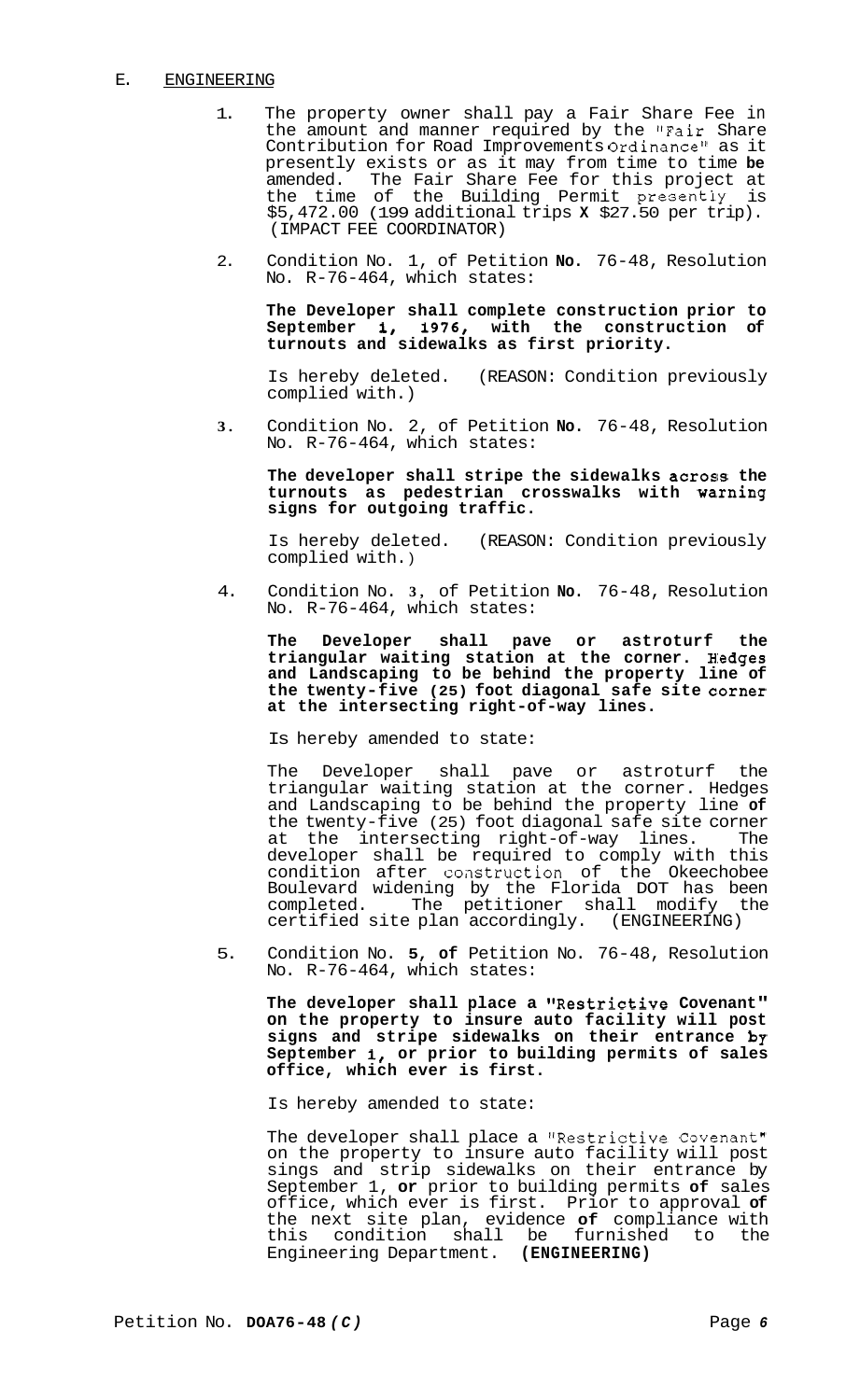## E. ENGINEERING

1. The property owner shall pay a Fair Share Fee in the amount and manner required by the "Fair Share Contribution for Road Improvements Ordinance" as it presently exists or as it may from time to time be amended. The Fair Share Fee for this project at the time of the Building Permit presently is $5,472.00 (199 additional trips X $27.50 per trip). (IMPACT FEE COORDINATOR)

2. Condition No. 1, of Petition No. 76-48, Resolution No. R-76-464, which states:

   **The Developer shall complete construction prior to September 1, 1976, with the construction of turnouts and sidewalks as first priority.**

   Is hereby deleted. (REASON: Condition previously complied with.)

3. Condition No. 2, of Petition No. 76-48, Resolution No. R-76-464, which states:

   **The developer shall stripe the sidewalks across the turnouts as pedestrian crosswalks with warning signs for outgoing traffic.**

   Is hereby deleted. (REASON: Condition previously complied with.)

4. Condition No. 3, of Petition No. 76-48, Resolution No. R-76-464, which states:

   **The Developer shall pave or astroturf the triangular waiting station at the corner. Hedges and Landscaping to be behind the property line of the twenty-five (25) foot diagonal safe site corner at the intersecting right-of-way lines.**

   Is hereby amended to state:

   The Developer shall pave or astroturf the triangular waiting station at the corner. Hedges and Landscaping to be behind the property line of the twenty-five (25) foot diagonal safe site corner at the intersecting right-of-way lines. The developer shall be required to comply with this condition after construction of the Okeechobee Boulevard widening by the Florida DOT has been completed. The petitioner shall modify the certified site plan accordingly. (ENGINEERING)

5. Condition No. 5, of Petition No. 76-48, Resolution No. R-76-464, which states:

   **The developer shall place a "Restrictive Covenant" on the property to insure auto facility will post signs and stripe sidewalks on their entrance by September 1, or prior to building permits of sales office, which ever is first.**

   Is hereby amended to state:

   The developer shall place a "Restrictive Covenant" on the property to insure auto facility will post sings and strip sidewalks on their entrance by September 1, or prior to building permits of sales office, which ever is first. Prior to approval of the next site plan, evidence of compliance with this condition shall be furnished to the Engineering Department. **(ENGINEERING)**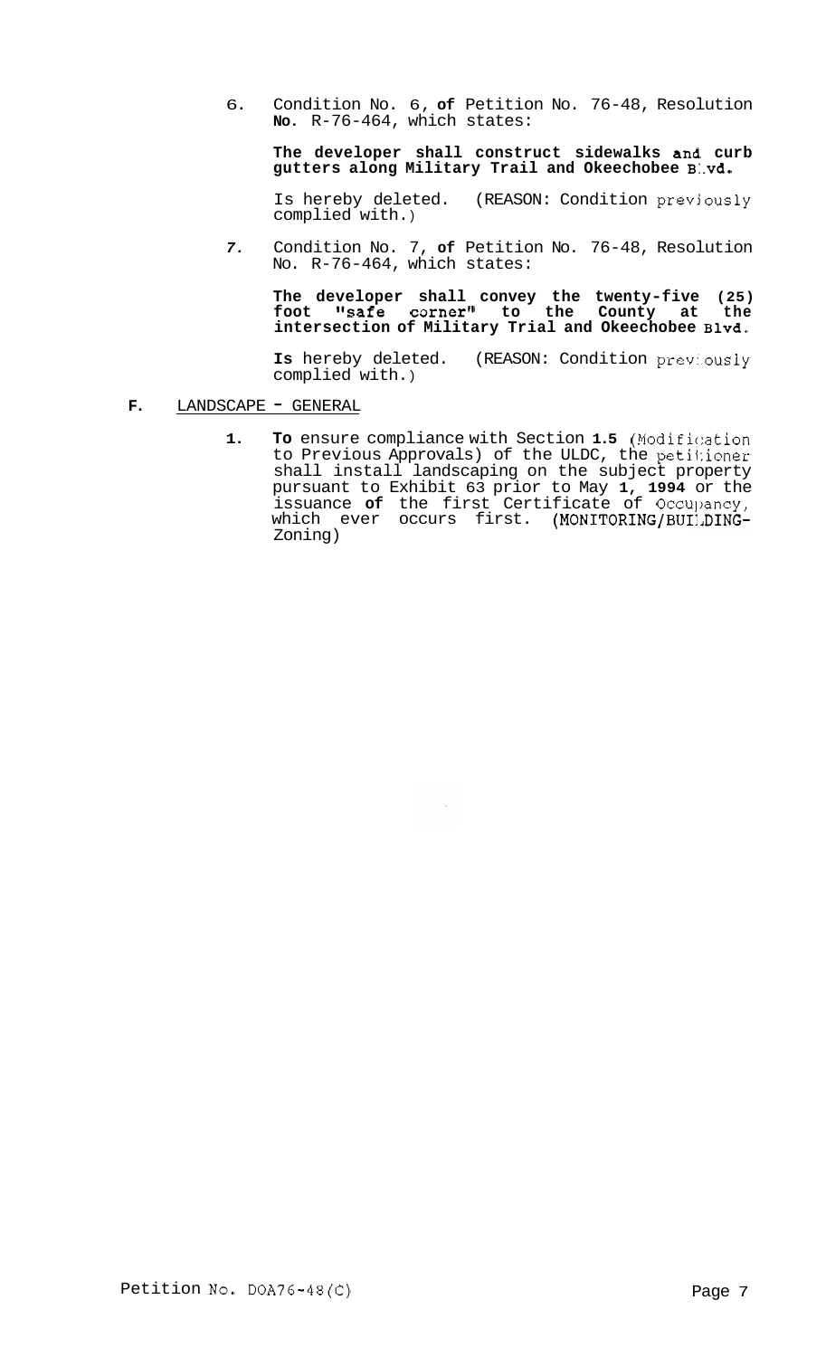6. Condition No. 6, **of** Petition No. 76-48, Resolution **No.** R-76-464, which states:

   **The developer shall construct sidewalks and curb gutters along Military Trail and Okeechobee Blvd.**

   Is hereby deleted. (REASON: Condition previously complied with.)

7. Condition No. 7, **of** Petition No. 76-48, Resolution No. R-76-464, which states:

   **The developer shall convey the twenty-five (25) foot "safe corner" to the County at the intersection of Military Trial and Okeechobee Blvd.**

   **Is** hereby deleted. (REASON: Condition previously complied with.)

**F.** LANDSCAPE - GENERAL

1. **To** ensure compliance with Section **1.5** (Modification to Previous Approvals) of the ULDC, the petitioner shall install landscaping on the subject property pursuant to Exhibit 63 prior to May **1, 1994** or the issuance **of** the first Certificate of Occupancy, which ever occurs first. (MONITORING/BUILDING-Zoning)

Petition No. DOA76-48(C)